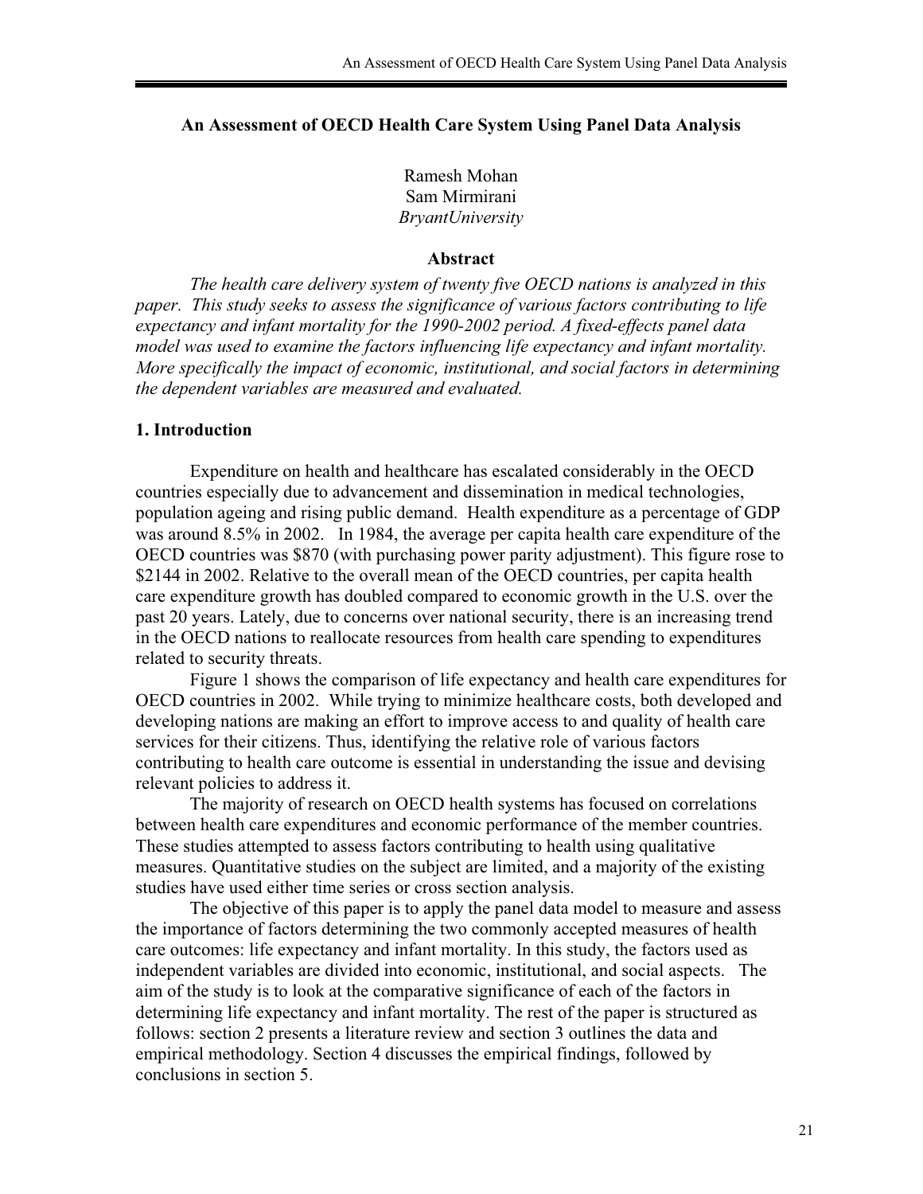# An Assessment of OECD Health Care System Using Panel Data Analysis

Ramesh Mohan
Sam Mirmirani
*BryantUniversity*

### Abstract

*The health care delivery system of twenty five OECD nations is analyzed in this paper. This study seeks to assess the significance of various factors contributing to life expectancy and infant mortality for the 1990-2002 period. A fixed-effects panel data model was used to examine the factors influencing life expectancy and infant mortality. More specifically the impact of economic, institutional, and social factors in determining the dependent variables are measured and evaluated.*

## 1. Introduction

Expenditure on health and healthcare has escalated considerably in the OECD countries especially due to advancement and dissemination in medical technologies, population ageing and rising public demand. Health expenditure as a percentage of GDP was around 8.5% in 2002. In 1984, the average per capita health care expenditure of the OECD countries was $870 (with purchasing power parity adjustment). This figure rose to $2144 in 2002. Relative to the overall mean of the OECD countries, per capita health care expenditure growth has doubled compared to economic growth in the U.S. over the past 20 years. Lately, due to concerns over national security, there is an increasing trend in the OECD nations to reallocate resources from health care spending to expenditures related to security threats.

Figure 1 shows the comparison of life expectancy and health care expenditures for OECD countries in 2002. While trying to minimize healthcare costs, both developed and developing nations are making an effort to improve access to and quality of health care services for their citizens. Thus, identifying the relative role of various factors contributing to health care outcome is essential in understanding the issue and devising relevant policies to address it.

The majority of research on OECD health systems has focused on correlations between health care expenditures and economic performance of the member countries. These studies attempted to assess factors contributing to health using qualitative measures. Quantitative studies on the subject are limited, and a majority of the existing studies have used either time series or cross section analysis.

The objective of this paper is to apply the panel data model to measure and assess the importance of factors determining the two commonly accepted measures of health care outcomes: life expectancy and infant mortality. In this study, the factors used as independent variables are divided into economic, institutional, and social aspects. The aim of the study is to look at the comparative significance of each of the factors in determining life expectancy and infant mortality. The rest of the paper is structured as follows: section 2 presents a literature review and section 3 outlines the data and empirical methodology. Section 4 discusses the empirical findings, followed by conclusions in section 5.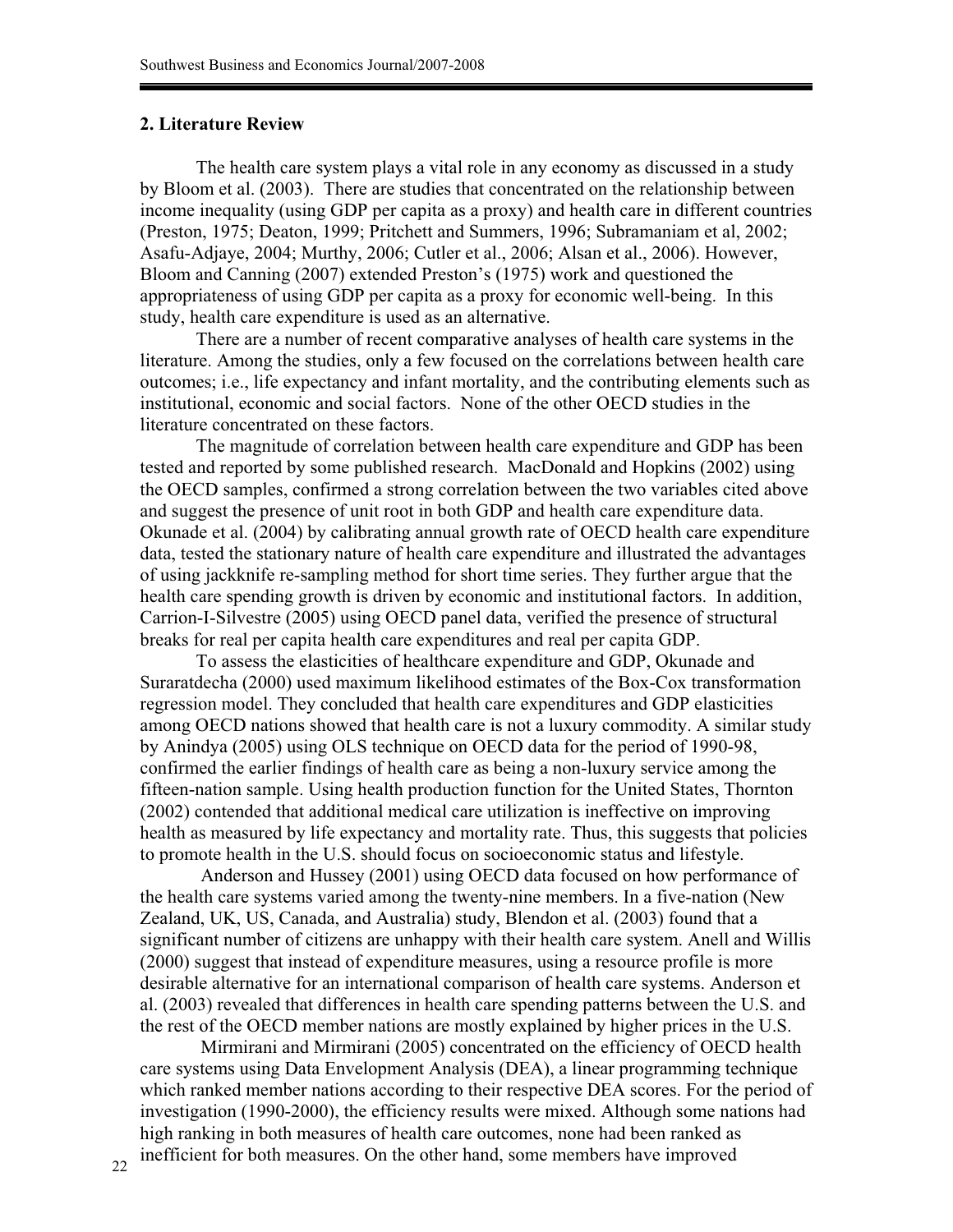## 2. Literature Review

The health care system plays a vital role in any economy as discussed in a study by Bloom et al. (2003). There are studies that concentrated on the relationship between income inequality (using GDP per capita as a proxy) and health care in different countries (Preston, 1975; Deaton, 1999; Pritchett and Summers, 1996; Subramaniam et al, 2002; Asafu-Adjaye, 2004; Murthy, 2006; Cutler et al., 2006; Alsan et al., 2006). However, Bloom and Canning (2007) extended Preston's (1975) work and questioned the appropriateness of using GDP per capita as a proxy for economic well-being. In this study, health care expenditure is used as an alternative.

There are a number of recent comparative analyses of health care systems in the literature. Among the studies, only a few focused on the correlations between health care outcomes; i.e., life expectancy and infant mortality, and the contributing elements such as institutional, economic and social factors. None of the other OECD studies in the literature concentrated on these factors.

The magnitude of correlation between health care expenditure and GDP has been tested and reported by some published research. MacDonald and Hopkins (2002) using the OECD samples, confirmed a strong correlation between the two variables cited above and suggest the presence of unit root in both GDP and health care expenditure data. Okunade et al. (2004) by calibrating annual growth rate of OECD health care expenditure data, tested the stationary nature of health care expenditure and illustrated the advantages of using jackknife re-sampling method for short time series. They further argue that the health care spending growth is driven by economic and institutional factors. In addition, Carrion-I-Silvestre (2005) using OECD panel data, verified the presence of structural breaks for real per capita health care expenditures and real per capita GDP.

To assess the elasticities of healthcare expenditure and GDP, Okunade and Suraratdecha (2000) used maximum likelihood estimates of the Box-Cox transformation regression model. They concluded that health care expenditures and GDP elasticities among OECD nations showed that health care is not a luxury commodity. A similar study by Anindya (2005) using OLS technique on OECD data for the period of 1990-98, confirmed the earlier findings of health care as being a non-luxury service among the fifteen-nation sample. Using health production function for the United States, Thornton (2002) contended that additional medical care utilization is ineffective on improving health as measured by life expectancy and mortality rate. Thus, this suggests that policies to promote health in the U.S. should focus on socioeconomic status and lifestyle.

Anderson and Hussey (2001) using OECD data focused on how performance of the health care systems varied among the twenty-nine members. In a five-nation (New Zealand, UK, US, Canada, and Australia) study, Blendon et al. (2003) found that a significant number of citizens are unhappy with their health care system. Anell and Willis (2000) suggest that instead of expenditure measures, using a resource profile is more desirable alternative for an international comparison of health care systems. Anderson et al. (2003) revealed that differences in health care spending patterns between the U.S. and the rest of the OECD member nations are mostly explained by higher prices in the U.S.

Mirmirani and Mirmirani (2005) concentrated on the efficiency of OECD health care systems using Data Envelopment Analysis (DEA), a linear programming technique which ranked member nations according to their respective DEA scores. For the period of investigation (1990-2000), the efficiency results were mixed. Although some nations had high ranking in both measures of health care outcomes, none had been ranked as inefficient for both measures. On the other hand, some members have improved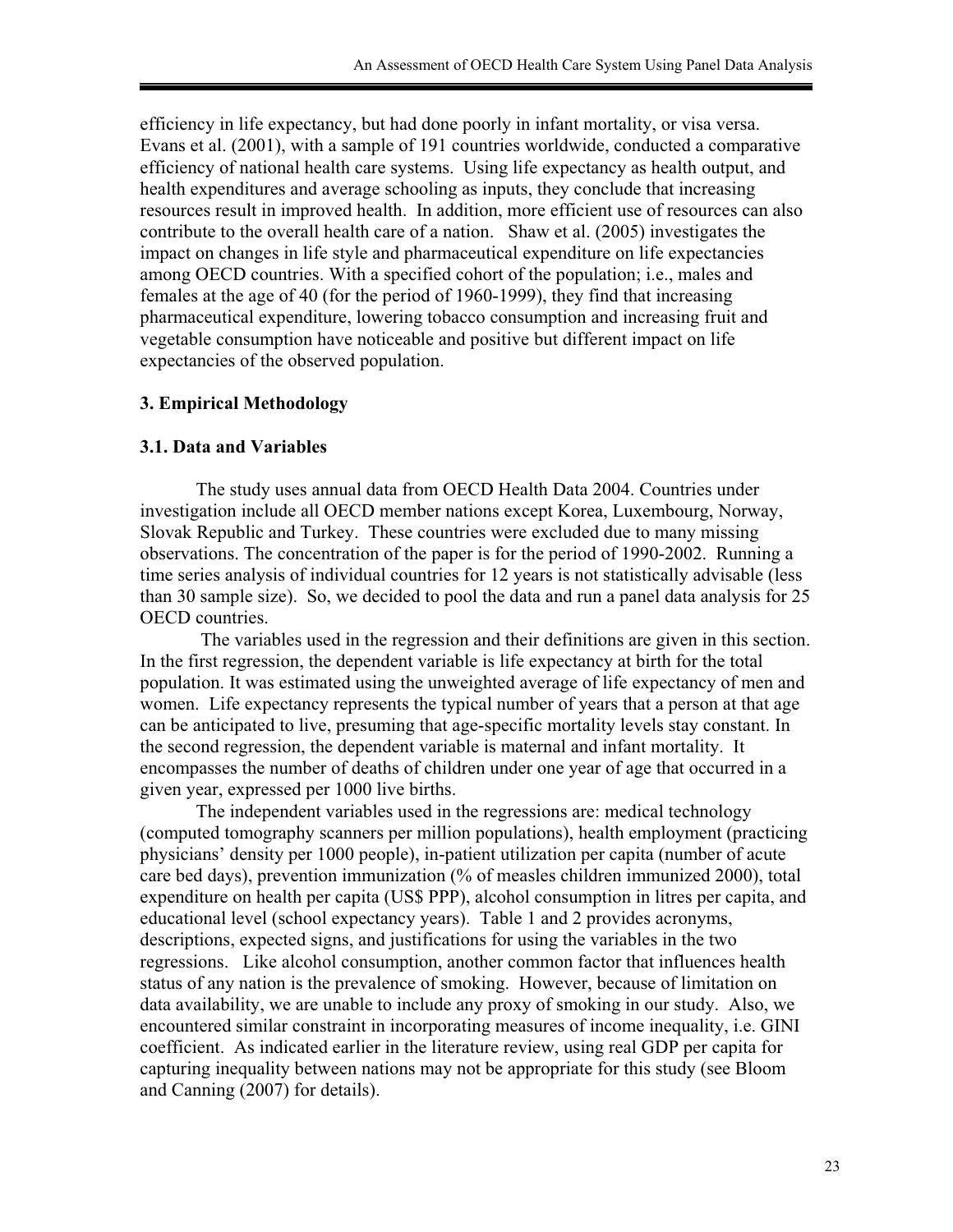efficiency in life expectancy, but had done poorly in infant mortality, or visa versa. Evans et al. (2001), with a sample of 191 countries worldwide, conducted a comparative efficiency of national health care systems. Using life expectancy as health output, and health expenditures and average schooling as inputs, they conclude that increasing resources result in improved health. In addition, more efficient use of resources can also contribute to the overall health care of a nation. Shaw et al. (2005) investigates the impact on changes in life style and pharmaceutical expenditure on life expectancies among OECD countries. With a specified cohort of the population; i.e., males and females at the age of 40 (for the period of 1960-1999), they find that increasing pharmaceutical expenditure, lowering tobacco consumption and increasing fruit and vegetable consumption have noticeable and positive but different impact on life expectancies of the observed population.

## 3. Empirical Methodology

### 3.1. Data and Variables

The study uses annual data from OECD Health Data 2004. Countries under investigation include all OECD member nations except Korea, Luxembourg, Norway, Slovak Republic and Turkey. These countries were excluded due to many missing observations. The concentration of the paper is for the period of 1990-2002. Running a time series analysis of individual countries for 12 years is not statistically advisable (less than 30 sample size). So, we decided to pool the data and run a panel data analysis for 25 OECD countries.

The variables used in the regression and their definitions are given in this section. In the first regression, the dependent variable is life expectancy at birth for the total population. It was estimated using the unweighted average of life expectancy of men and women. Life expectancy represents the typical number of years that a person at that age can be anticipated to live, presuming that age-specific mortality levels stay constant. In the second regression, the dependent variable is maternal and infant mortality. It encompasses the number of deaths of children under one year of age that occurred in a given year, expressed per 1000 live births.

The independent variables used in the regressions are: medical technology (computed tomography scanners per million populations), health employment (practicing physicians' density per 1000 people), in-patient utilization per capita (number of acute care bed days), prevention immunization (% of measles children immunized 2000), total expenditure on health per capita (US$ PPP), alcohol consumption in litres per capita, and educational level (school expectancy years). Table 1 and 2 provides acronyms, descriptions, expected signs, and justifications for using the variables in the two regressions. Like alcohol consumption, another common factor that influences health status of any nation is the prevalence of smoking. However, because of limitation on data availability, we are unable to include any proxy of smoking in our study. Also, we encountered similar constraint in incorporating measures of income inequality, i.e. GINI coefficient. As indicated earlier in the literature review, using real GDP per capita for capturing inequality between nations may not be appropriate for this study (see Bloom and Canning (2007) for details).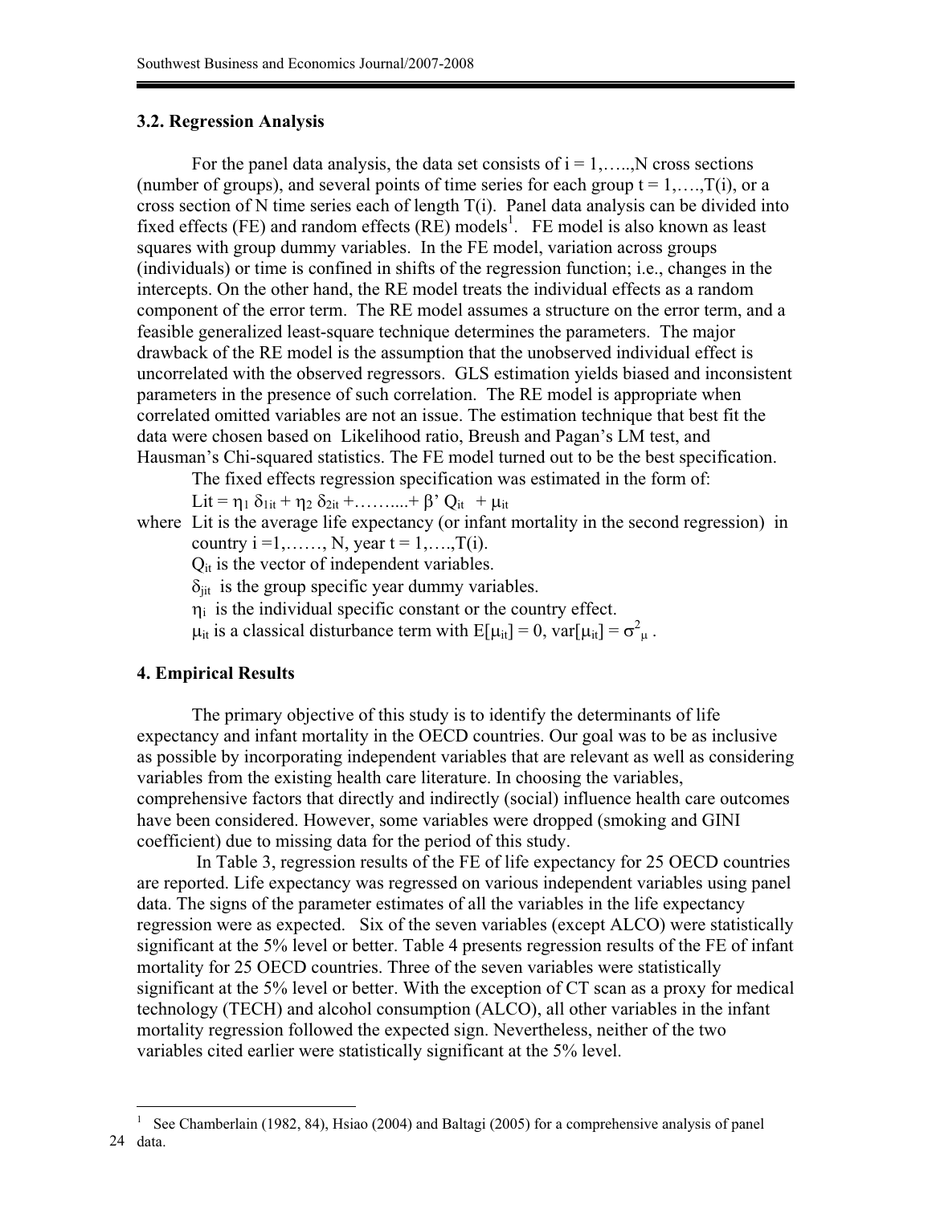### 3.2. Regression Analysis

For the panel data analysis, the data set consists of $i = 1,\ldots,N$ cross sections (number of groups), and several points of time series for each group $t = 1,\ldots,T(i)$, or a cross section of N time series each of length T(i). Panel data analysis can be divided into fixed effects (FE) and random effects (RE) models[1]. FE model is also known as least squares with group dummy variables. In the FE model, variation across groups (individuals) or time is confined in shifts of the regression function; i.e., changes in the intercepts. On the other hand, the RE model treats the individual effects as a random component of the error term. The RE model assumes a structure on the error term, and a feasible generalized least-square technique determines the parameters. The major drawback of the RE model is the assumption that the unobserved individual effect is uncorrelated with the observed regressors. GLS estimation yields biased and inconsistent parameters in the presence of such correlation. The RE model is appropriate when correlated omitted variables are not an issue. The estimation technique that best fit the data were chosen based on Likelihood ratio, Breush and Pagan's LM test, and Hausman's Chi-squared statistics. The FE model turned out to be the best specification.

The fixed effects regression specification was estimated in the form of:

$$L_{it} = \eta_1\, \delta_{1it} + \eta_2\, \delta_{2it} + \ldots\ldots + \beta'\, Q_{it} + \mu_{it}$$

where $L_{it}$ is the average life expectancy (or infant mortality in the second regression) in country $i = 1,\ldots, N$, year $t = 1,\ldots,T(i)$.

$Q_{it}$ is the vector of independent variables.

$\delta_{jit}$ is the group specific year dummy variables.

$\eta_i$ is the individual specific constant or the country effect.

$\mu_{it}$ is a classical disturbance term with $E[\mu_{it}] = 0$, $\text{var}[\mu_{it}] = \sigma^2_{\mu}$.

### 4. Empirical Results

The primary objective of this study is to identify the determinants of life expectancy and infant mortality in the OECD countries. Our goal was to be as inclusive as possible by incorporating independent variables that are relevant as well as considering variables from the existing health care literature. In choosing the variables, comprehensive factors that directly and indirectly (social) influence health care outcomes have been considered. However, some variables were dropped (smoking and GINI coefficient) due to missing data for the period of this study.

In Table 3, regression results of the FE of life expectancy for 25 OECD countries are reported. Life expectancy was regressed on various independent variables using panel data. The signs of the parameter estimates of all the variables in the life expectancy regression were as expected. Six of the seven variables (except ALCO) were statistically significant at the 5% level or better. Table 4 presents regression results of the FE of infant mortality for 25 OECD countries. Three of the seven variables were statistically significant at the 5% level or better. With the exception of CT scan as a proxy for medical technology (TECH) and alcohol consumption (ALCO), all other variables in the infant mortality regression followed the expected sign. Nevertheless, neither of the two variables cited earlier were statistically significant at the 5% level.

---

[1] See Chamberlain (1982, 84), Hsiao (2004) and Baltagi (2005) for a comprehensive analysis of panel data.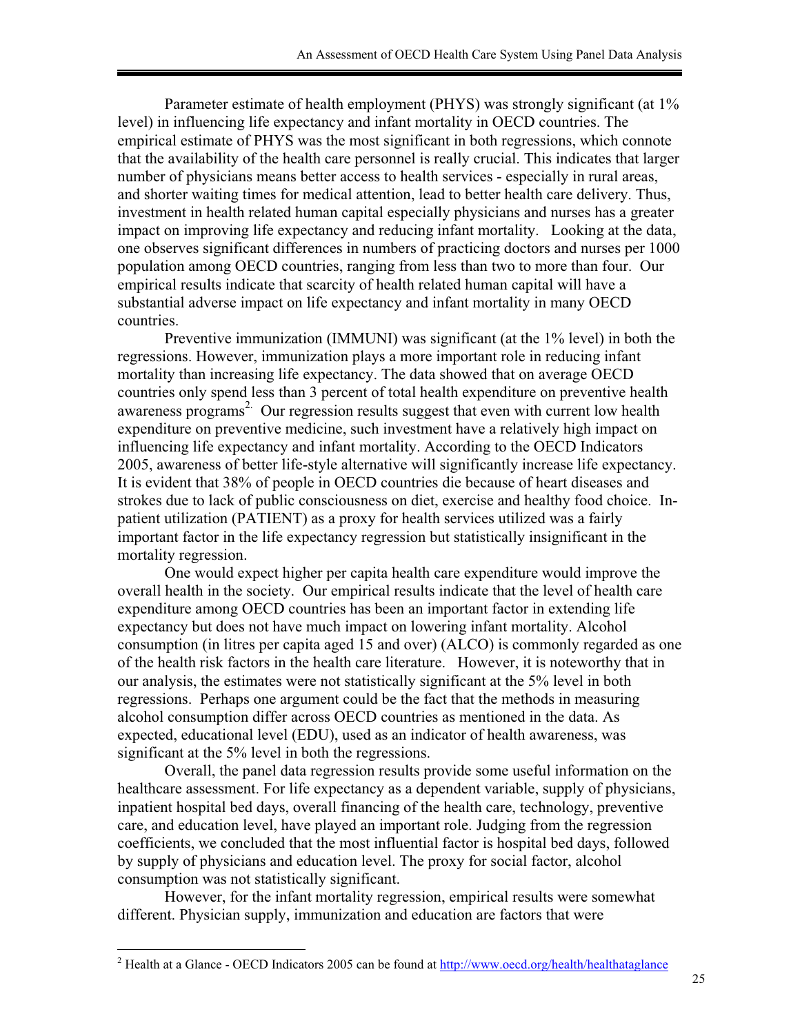Parameter estimate of health employment (PHYS) was strongly significant (at 1% level) in influencing life expectancy and infant mortality in OECD countries. The empirical estimate of PHYS was the most significant in both regressions, which connote that the availability of the health care personnel is really crucial. This indicates that larger number of physicians means better access to health services - especially in rural areas, and shorter waiting times for medical attention, lead to better health care delivery. Thus, investment in health related human capital especially physicians and nurses has a greater impact on improving life expectancy and reducing infant mortality. Looking at the data, one observes significant differences in numbers of practicing doctors and nurses per 1000 population among OECD countries, ranging from less than two to more than four. Our empirical results indicate that scarcity of health related human capital will have a substantial adverse impact on life expectancy and infant mortality in many OECD countries.

Preventive immunization (IMMUNI) was significant (at the 1% level) in both the regressions. However, immunization plays a more important role in reducing infant mortality than increasing life expectancy. The data showed that on average OECD countries only spend less than 3 percent of total health expenditure on preventive health awareness programs[2]. Our regression results suggest that even with current low health expenditure on preventive medicine, such investment have a relatively high impact on influencing life expectancy and infant mortality. According to the OECD Indicators 2005, awareness of better life-style alternative will significantly increase life expectancy. It is evident that 38% of people in OECD countries die because of heart diseases and strokes due to lack of public consciousness on diet, exercise and healthy food choice. In-patient utilization (PATIENT) as a proxy for health services utilized was a fairly important factor in the life expectancy regression but statistically insignificant in the mortality regression.

One would expect higher per capita health care expenditure would improve the overall health in the society. Our empirical results indicate that the level of health care expenditure among OECD countries has been an important factor in extending life expectancy but does not have much impact on lowering infant mortality. Alcohol consumption (in litres per capita aged 15 and over) (ALCO) is commonly regarded as one of the health risk factors in the health care literature. However, it is noteworthy that in our analysis, the estimates were not statistically significant at the 5% level in both regressions. Perhaps one argument could be the fact that the methods in measuring alcohol consumption differ across OECD countries as mentioned in the data. As expected, educational level (EDU), used as an indicator of health awareness, was significant at the 5% level in both the regressions.

Overall, the panel data regression results provide some useful information on the healthcare assessment. For life expectancy as a dependent variable, supply of physicians, inpatient hospital bed days, overall financing of the health care, technology, preventive care, and education level, have played an important role. Judging from the regression coefficients, we concluded that the most influential factor is hospital bed days, followed by supply of physicians and education level. The proxy for social factor, alcohol consumption was not statistically significant.

However, for the infant mortality regression, empirical results were somewhat different. Physician supply, immunization and education are factors that were

---

[2] Health at a Glance - OECD Indicators 2005 can be found at http://www.oecd.org/health/healthataglance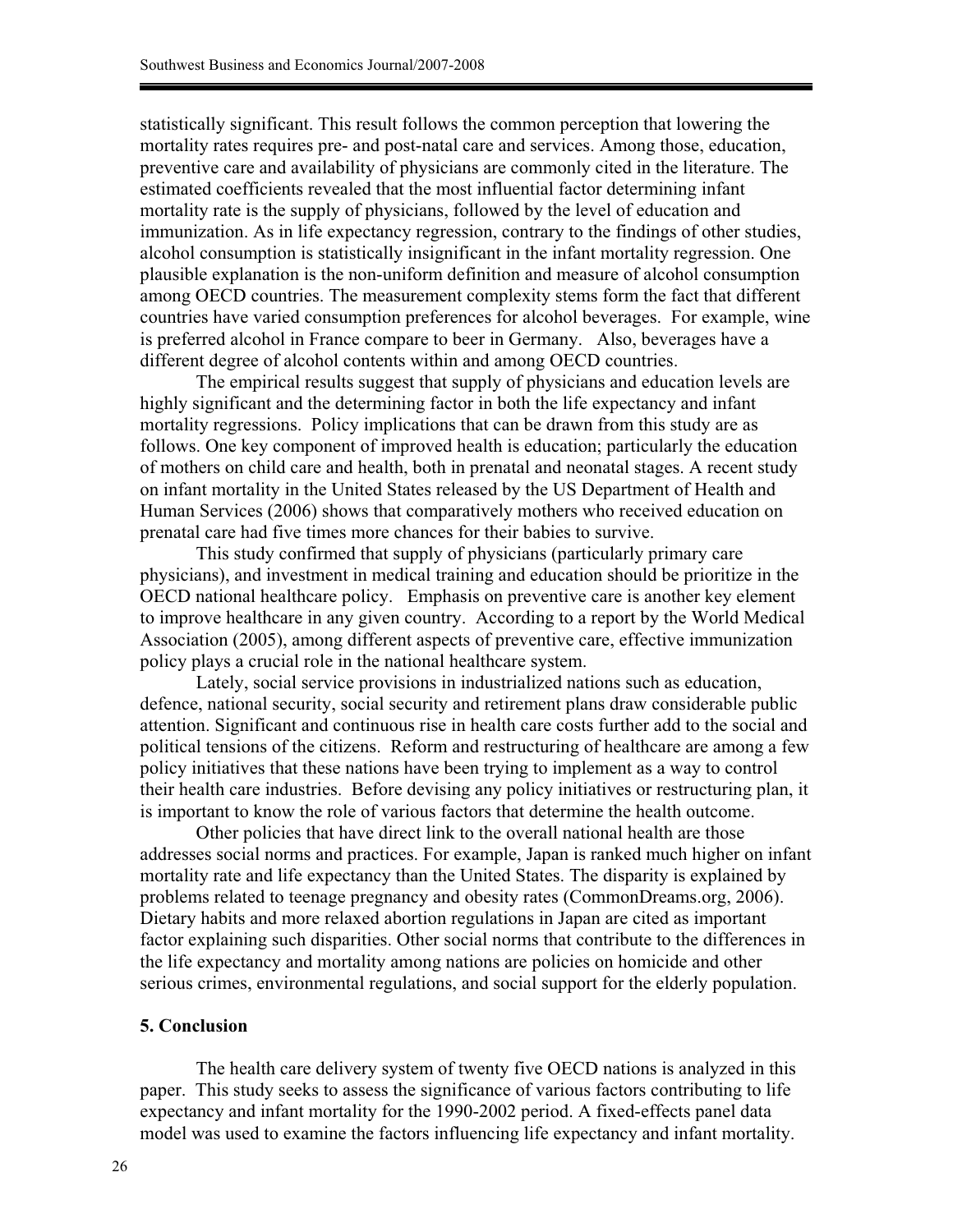statistically significant. This result follows the common perception that lowering the mortality rates requires pre- and post-natal care and services. Among those, education, preventive care and availability of physicians are commonly cited in the literature. The estimated coefficients revealed that the most influential factor determining infant mortality rate is the supply of physicians, followed by the level of education and immunization. As in life expectancy regression, contrary to the findings of other studies, alcohol consumption is statistically insignificant in the infant mortality regression. One plausible explanation is the non-uniform definition and measure of alcohol consumption among OECD countries. The measurement complexity stems form the fact that different countries have varied consumption preferences for alcohol beverages. For example, wine is preferred alcohol in France compare to beer in Germany. Also, beverages have a different degree of alcohol contents within and among OECD countries.

The empirical results suggest that supply of physicians and education levels are highly significant and the determining factor in both the life expectancy and infant mortality regressions. Policy implications that can be drawn from this study are as follows. One key component of improved health is education; particularly the education of mothers on child care and health, both in prenatal and neonatal stages. A recent study on infant mortality in the United States released by the US Department of Health and Human Services (2006) shows that comparatively mothers who received education on prenatal care had five times more chances for their babies to survive.

This study confirmed that supply of physicians (particularly primary care physicians), and investment in medical training and education should be prioritize in the OECD national healthcare policy. Emphasis on preventive care is another key element to improve healthcare in any given country. According to a report by the World Medical Association (2005), among different aspects of preventive care, effective immunization policy plays a crucial role in the national healthcare system.

Lately, social service provisions in industrialized nations such as education, defence, national security, social security and retirement plans draw considerable public attention. Significant and continuous rise in health care costs further add to the social and political tensions of the citizens. Reform and restructuring of healthcare are among a few policy initiatives that these nations have been trying to implement as a way to control their health care industries. Before devising any policy initiatives or restructuring plan, it is important to know the role of various factors that determine the health outcome.

Other policies that have direct link to the overall national health are those addresses social norms and practices. For example, Japan is ranked much higher on infant mortality rate and life expectancy than the United States. The disparity is explained by problems related to teenage pregnancy and obesity rates (CommonDreams.org, 2006). Dietary habits and more relaxed abortion regulations in Japan are cited as important factor explaining such disparities. Other social norms that contribute to the differences in the life expectancy and mortality among nations are policies on homicide and other serious crimes, environmental regulations, and social support for the elderly population.

## 5. Conclusion

The health care delivery system of twenty five OECD nations is analyzed in this paper. This study seeks to assess the significance of various factors contributing to life expectancy and infant mortality for the 1990-2002 period. A fixed-effects panel data model was used to examine the factors influencing life expectancy and infant mortality.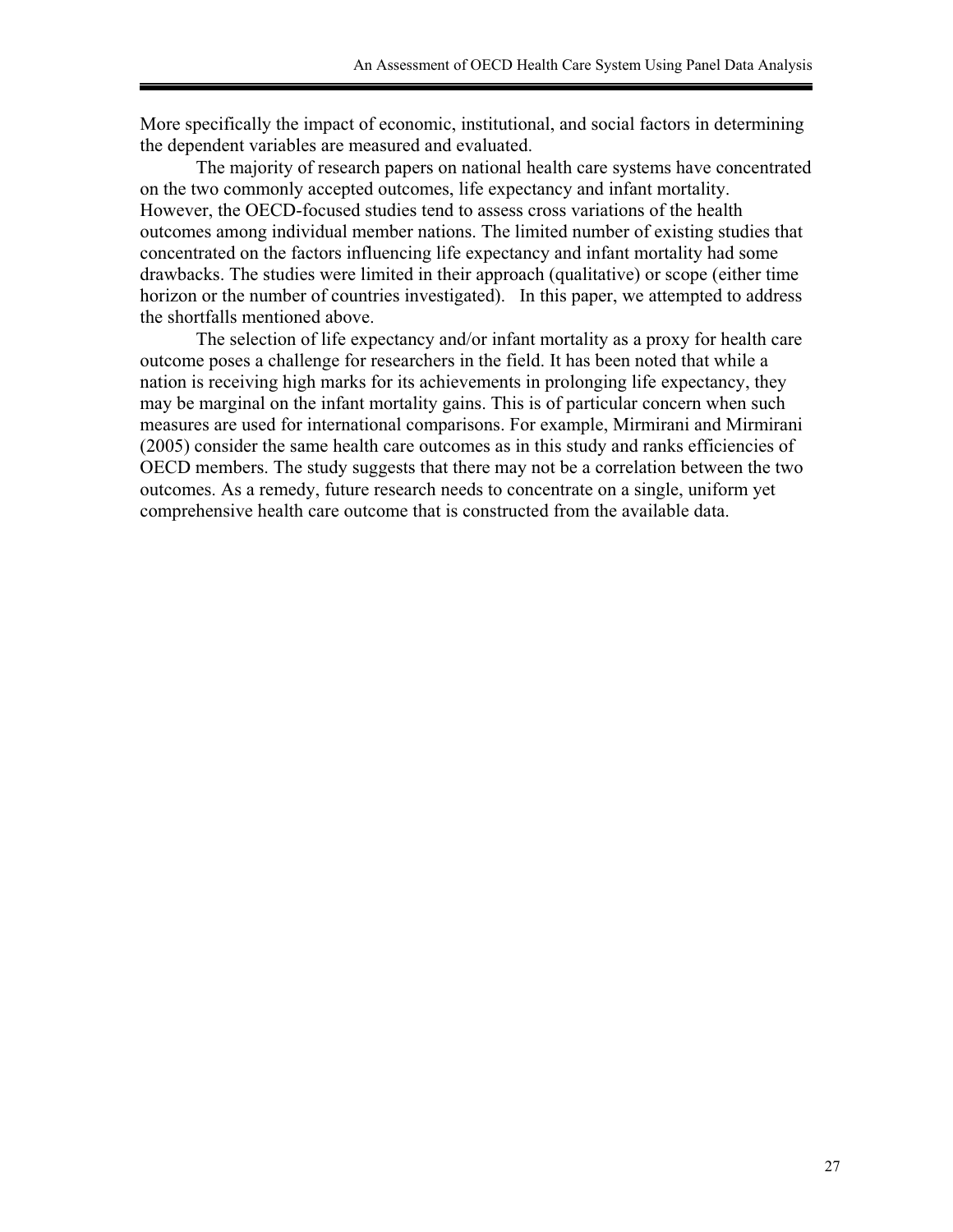More specifically the impact of economic, institutional, and social factors in determining the dependent variables are measured and evaluated.

The majority of research papers on national health care systems have concentrated on the two commonly accepted outcomes, life expectancy and infant mortality. However, the OECD-focused studies tend to assess cross variations of the health outcomes among individual member nations. The limited number of existing studies that concentrated on the factors influencing life expectancy and infant mortality had some drawbacks. The studies were limited in their approach (qualitative) or scope (either time horizon or the number of countries investigated). In this paper, we attempted to address the shortfalls mentioned above.

The selection of life expectancy and/or infant mortality as a proxy for health care outcome poses a challenge for researchers in the field. It has been noted that while a nation is receiving high marks for its achievements in prolonging life expectancy, they may be marginal on the infant mortality gains. This is of particular concern when such measures are used for international comparisons. For example, Mirmirani and Mirmirani (2005) consider the same health care outcomes as in this study and ranks efficiencies of OECD members. The study suggests that there may not be a correlation between the two outcomes. As a remedy, future research needs to concentrate on a single, uniform yet comprehensive health care outcome that is constructed from the available data.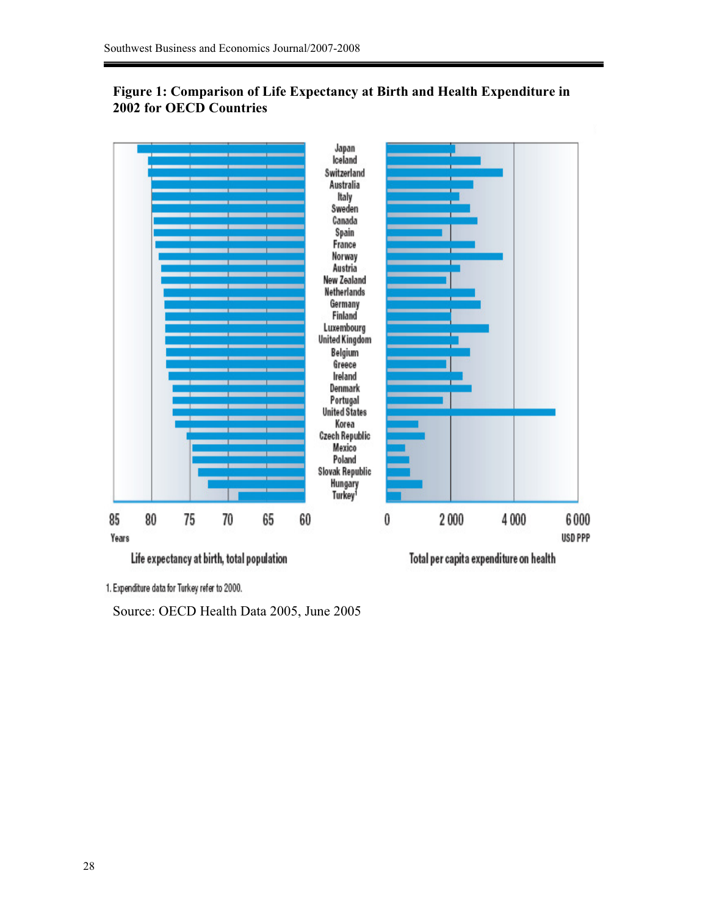**Figure 1: Comparison of Life Expectancy at Birth and Health Expenditure in 2002 for OECD Countries**

Japan, Iceland, Switzerland, Australia, Italy, Sweden, Canada, Spain, France, Norway, Austria, New Zealand, Netherlands, Germany, Finland, Luxembourg, United Kingdom, Belgium, Greece, Ireland, Denmark, Portugal, United States, Korea, Czech Republic, Mexico, Poland, Slovak Republic, Hungary, Turkey[1]

85 80 75 70 65 60
Years

Life expectancy at birth, total population

0 2 000 4 000 6 000
USD PPP

Total per capita expenditure on health

1. Expenditure data for Turkey refer to 2000.

Source: OECD Health Data 2005, June 2005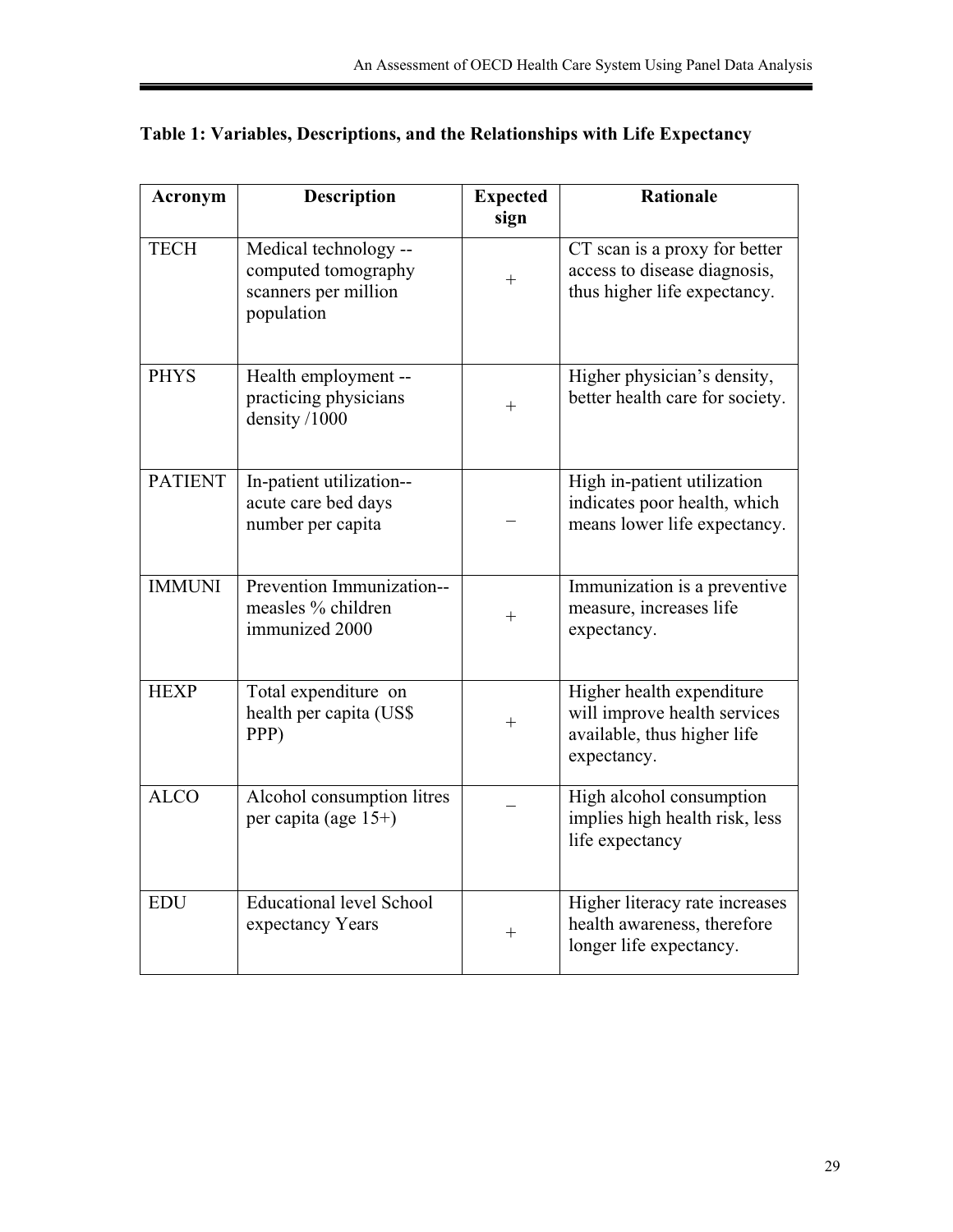**Table 1: Variables, Descriptions, and the Relationships with Life Expectancy**

| Acronym | Description | Expected sign | Rationale |
|---|---|---|---|
| TECH | Medical technology -- computed tomography scanners per million population | + | CT scan is a proxy for better access to disease diagnosis, thus higher life expectancy. |
| PHYS | Health employment -- practicing physicians density /1000 | + | Higher physician's density, better health care for society. |
| PATIENT | In-patient utilization-- acute care bed days number per capita | – | High in-patient utilization indicates poor health, which means lower life expectancy. |
| IMMUNI | Prevention Immunization-- measles % children immunized 2000 | + | Immunization is a preventive measure, increases life expectancy. |
| HEXP | Total expenditure on health per capita (US$ PPP) | + | Higher health expenditure will improve health services available, thus higher life expectancy. |
| ALCO | Alcohol consumption litres per capita (age 15+) | – | High alcohol consumption implies high health risk, less life expectancy |
| EDU | Educational level School expectancy Years | + | Higher literacy rate increases health awareness, therefore longer life expectancy. |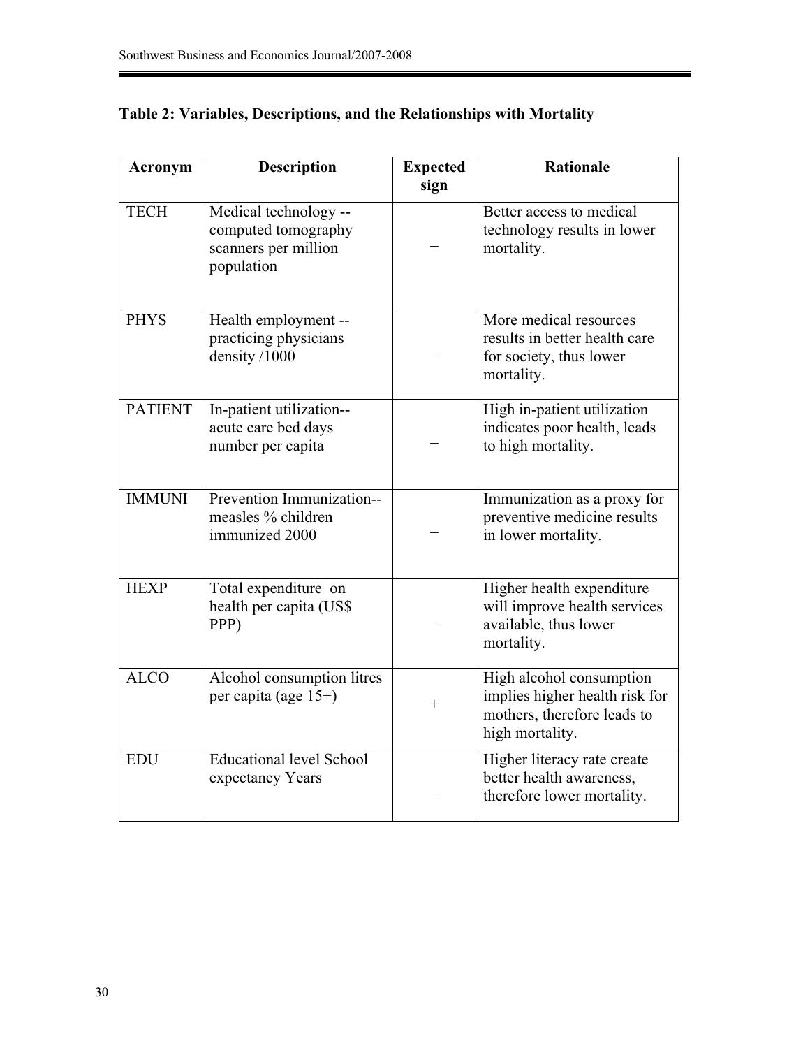**Table 2: Variables, Descriptions, and the Relationships with Mortality**

| Acronym | Description | Expected sign | Rationale |
|---|---|---|---|
| TECH | Medical technology -- computed tomography scanners per million population | − | Better access to medical technology results in lower mortality. |
| PHYS | Health employment -- practicing physicians density /1000 | − | More medical resources results in better health care for society, thus lower mortality. |
| PATIENT | In-patient utilization-- acute care bed days number per capita | − | High in-patient utilization indicates poor health, leads to high mortality. |
| IMMUNI | Prevention Immunization-- measles % children immunized 2000 | − | Immunization as a proxy for preventive medicine results in lower mortality. |
| HEXP | Total expenditure on health per capita (US$ PPP) | − | Higher health expenditure will improve health services available, thus lower mortality. |
| ALCO | Alcohol consumption litres per capita (age 15+) | + | High alcohol consumption implies higher health risk for mothers, therefore leads to high mortality. |
| EDU | Educational level School expectancy Years | − | Higher literacy rate create better health awareness, therefore lower mortality. |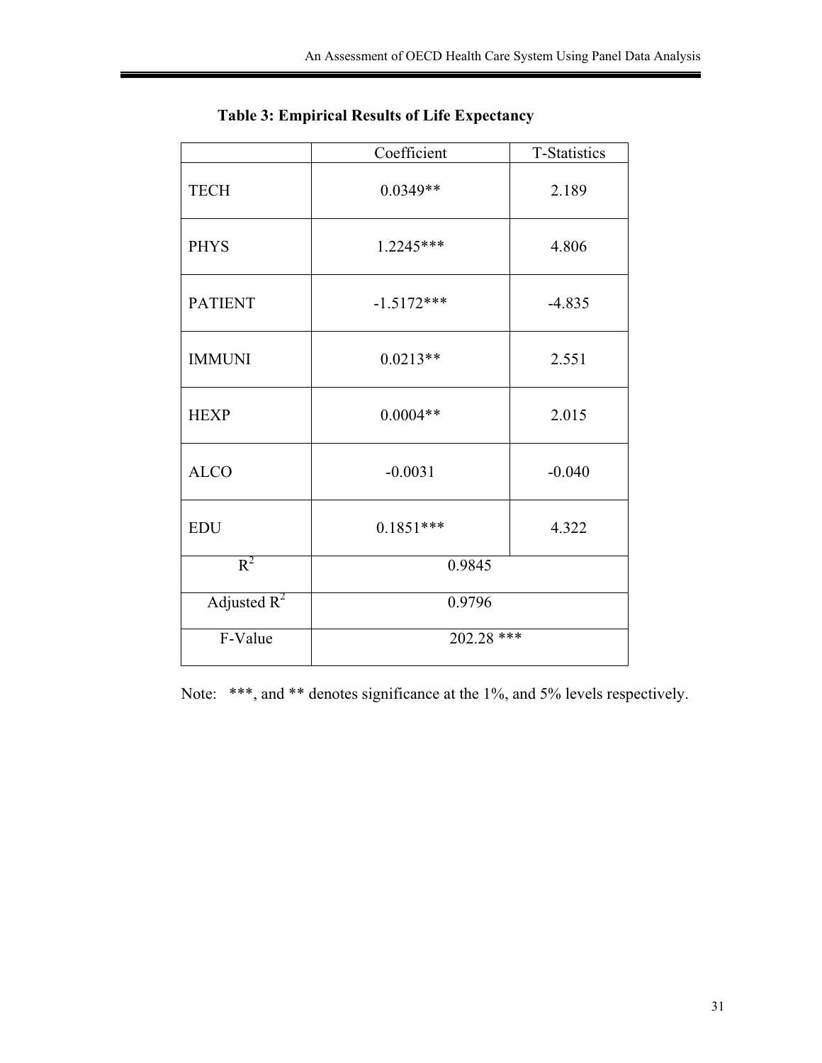**Table 3: Empirical Results of Life Expectancy**

| | Coefficient | T-Statistics |
|---|---|---|
| TECH | 0.0349** | 2.189 |
| PHYS | 1.2245*** | 4.806 |
| PATIENT | -1.5172*** | -4.835 |
| IMMUNI | 0.0213** | 2.551 |
| HEXP | 0.0004** | 2.015 |
| ALCO | -0.0031 | -0.040 |
| EDU | 0.1851*** | 4.322 |
| $R^2$ | 0.9845 | |
| Adjusted $R^2$ | 0.9796 | |
| F-Value | 202.28 *** | |

Note: ***, and ** denotes significance at the 1%, and 5% levels respectively.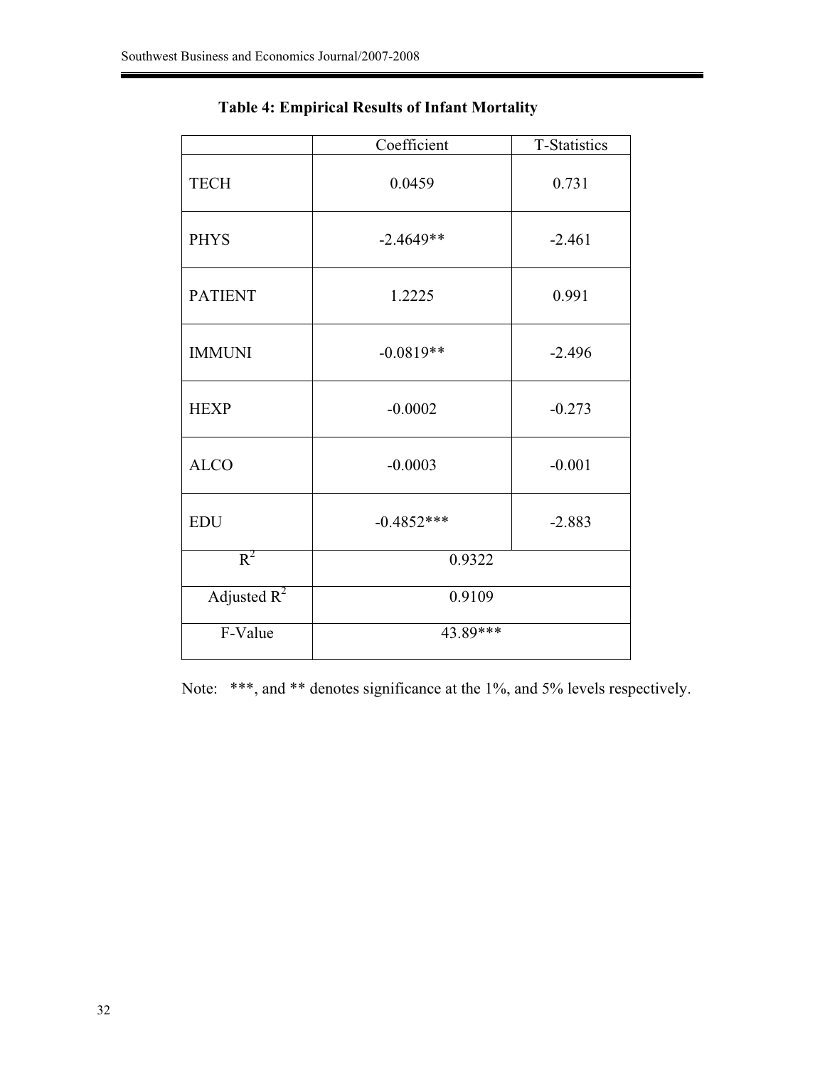**Table 4: Empirical Results of Infant Mortality**

| | Coefficient | T-Statistics |
|---|---|---|
| TECH | 0.0459 | 0.731 |
| PHYS | -2.4649** | -2.461 |
| PATIENT | 1.2225 | 0.991 |
| IMMUNI | -0.0819** | -2.496 |
| HEXP | -0.0002 | -0.273 |
| ALCO | -0.0003 | -0.001 |
| EDU | -0.4852*** | -2.883 |
| $R^2$ | 0.9322 | |
| Adjusted $R^2$ | 0.9109 | |
| F-Value | 43.89*** | |

Note: ***, and ** denotes significance at the 1%, and 5% levels respectively.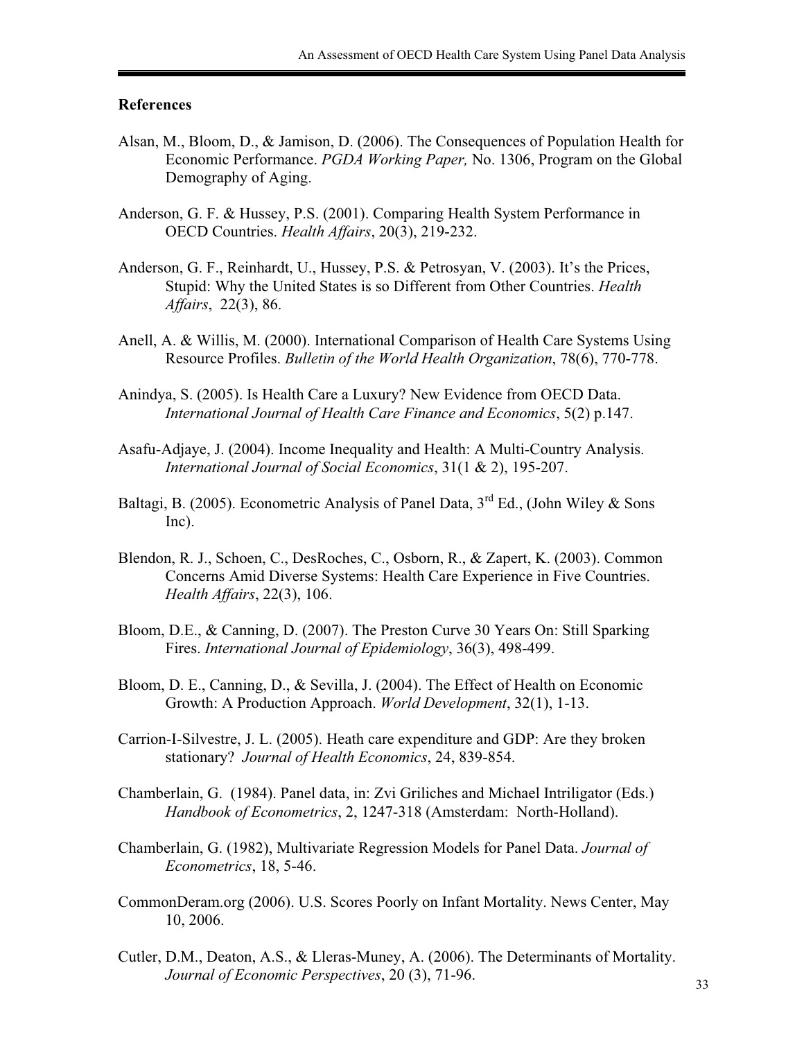## References

Alsan, M., Bloom, D., & Jamison, D. (2006). The Consequences of Population Health for Economic Performance. *PGDA Working Paper,* No. 1306, Program on the Global Demography of Aging.

Anderson, G. F. & Hussey, P.S. (2001). Comparing Health System Performance in OECD Countries. *Health Affairs*, 20(3), 219-232.

Anderson, G. F., Reinhardt, U., Hussey, P.S. & Petrosyan, V. (2003). It's the Prices, Stupid: Why the United States is so Different from Other Countries. *Health Affairs*, 22(3), 86.

Anell, A. & Willis, M. (2000). International Comparison of Health Care Systems Using Resource Profiles. *Bulletin of the World Health Organization*, 78(6), 770-778.

Anindya, S. (2005). Is Health Care a Luxury? New Evidence from OECD Data. *International Journal of Health Care Finance and Economics*, 5(2) p.147.

Asafu-Adjaye, J. (2004). Income Inequality and Health: A Multi-Country Analysis. *International Journal of Social Economics*, 31(1 & 2), 195-207.

Baltagi, B. (2005). Econometric Analysis of Panel Data, 3rd Ed., (John Wiley & Sons Inc).

Blendon, R. J., Schoen, C., DesRoches, C., Osborn, R., & Zapert, K. (2003). Common Concerns Amid Diverse Systems: Health Care Experience in Five Countries. *Health Affairs*, 22(3), 106.

Bloom, D.E., & Canning, D. (2007). The Preston Curve 30 Years On: Still Sparking Fires. *International Journal of Epidemiology*, 36(3), 498-499.

Bloom, D. E., Canning, D., & Sevilla, J. (2004). The Effect of Health on Economic Growth: A Production Approach. *World Development*, 32(1), 1-13.

Carrion-I-Silvestre, J. L. (2005). Heath care expenditure and GDP: Are they broken stationary? *Journal of Health Economics*, 24, 839-854.

Chamberlain, G. (1984). Panel data, in: Zvi Griliches and Michael Intriligator (Eds.) *Handbook of Econometrics*, 2, 1247-318 (Amsterdam: North-Holland).

Chamberlain, G. (1982), Multivariate Regression Models for Panel Data. *Journal of Econometrics*, 18, 5-46.

CommonDeram.org (2006). U.S. Scores Poorly on Infant Mortality. News Center, May 10, 2006.

Cutler, D.M., Deaton, A.S., & Lleras-Muney, A. (2006). The Determinants of Mortality. *Journal of Economic Perspectives*, 20 (3), 71-96.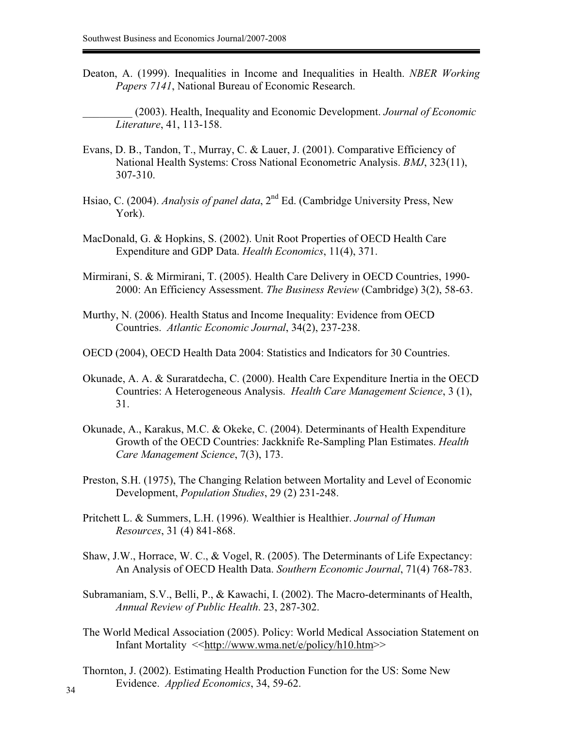Deaton, A. (1999). Inequalities in Income and Inequalities in Health. *NBER Working Papers 7141*, National Bureau of Economic Research.

_________ (2003). Health, Inequality and Economic Development. *Journal of Economic Literature*, 41, 113-158.

Evans, D. B., Tandon, T., Murray, C. & Lauer, J. (2001). Comparative Efficiency of National Health Systems: Cross National Econometric Analysis. *BMJ*, 323(11), 307-310.

Hsiao, C. (2004). *Analysis of panel data*, 2nd Ed. (Cambridge University Press, New York).

MacDonald, G. & Hopkins, S. (2002). Unit Root Properties of OECD Health Care Expenditure and GDP Data. *Health Economics*, 11(4), 371.

Mirmirani, S. & Mirmirani, T. (2005). Health Care Delivery in OECD Countries, 1990-2000: An Efficiency Assessment. *The Business Review* (Cambridge) 3(2), 58-63.

Murthy, N. (2006). Health Status and Income Inequality: Evidence from OECD Countries. *Atlantic Economic Journal*, 34(2), 237-238.

OECD (2004), OECD Health Data 2004: Statistics and Indicators for 30 Countries.

Okunade, A. A. & Suraratdecha, C. (2000). Health Care Expenditure Inertia in the OECD Countries: A Heterogeneous Analysis. *Health Care Management Science*, 3 (1), 31.

Okunade, A., Karakus, M.C. & Okeke, C. (2004). Determinants of Health Expenditure Growth of the OECD Countries: Jackknife Re-Sampling Plan Estimates. *Health Care Management Science*, 7(3), 173.

Preston, S.H. (1975), The Changing Relation between Mortality and Level of Economic Development, *Population Studies*, 29 (2) 231-248.

Pritchett L. & Summers, L.H. (1996). Wealthier is Healthier. *Journal of Human Resources*, 31 (4) 841-868.

Shaw, J.W., Horrace, W. C., & Vogel, R. (2005). The Determinants of Life Expectancy: An Analysis of OECD Health Data. *Southern Economic Journal*, 71(4) 768-783.

Subramaniam, S.V., Belli, P., & Kawachi, I. (2002). The Macro-determinants of Health, *Annual Review of Public Health*. 23, 287-302.

The World Medical Association (2005). Policy: World Medical Association Statement on Infant Mortality <<http://www.wma.net/e/policy/h10.htm>>

Thornton, J. (2002). Estimating Health Production Function for the US: Some New Evidence. *Applied Economics*, 34, 59-62.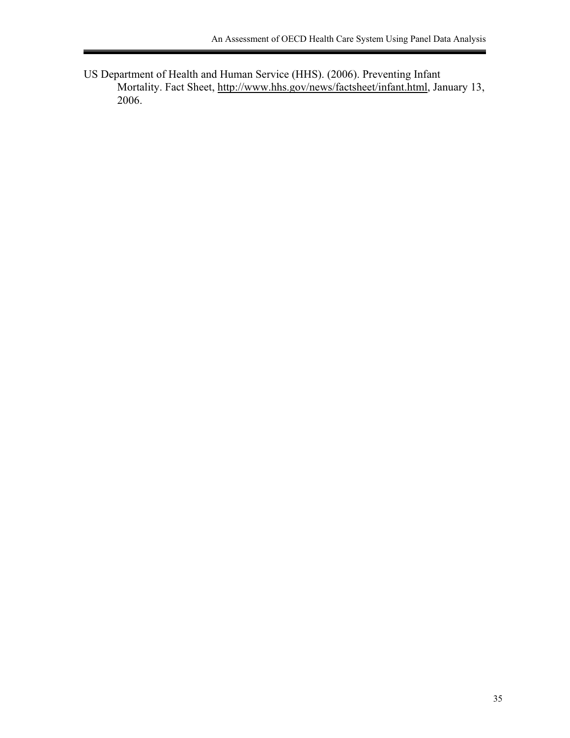US Department of Health and Human Service (HHS). (2006). Preventing Infant Mortality. Fact Sheet, http://www.hhs.gov/news/factsheet/infant.html, January 13, 2006.